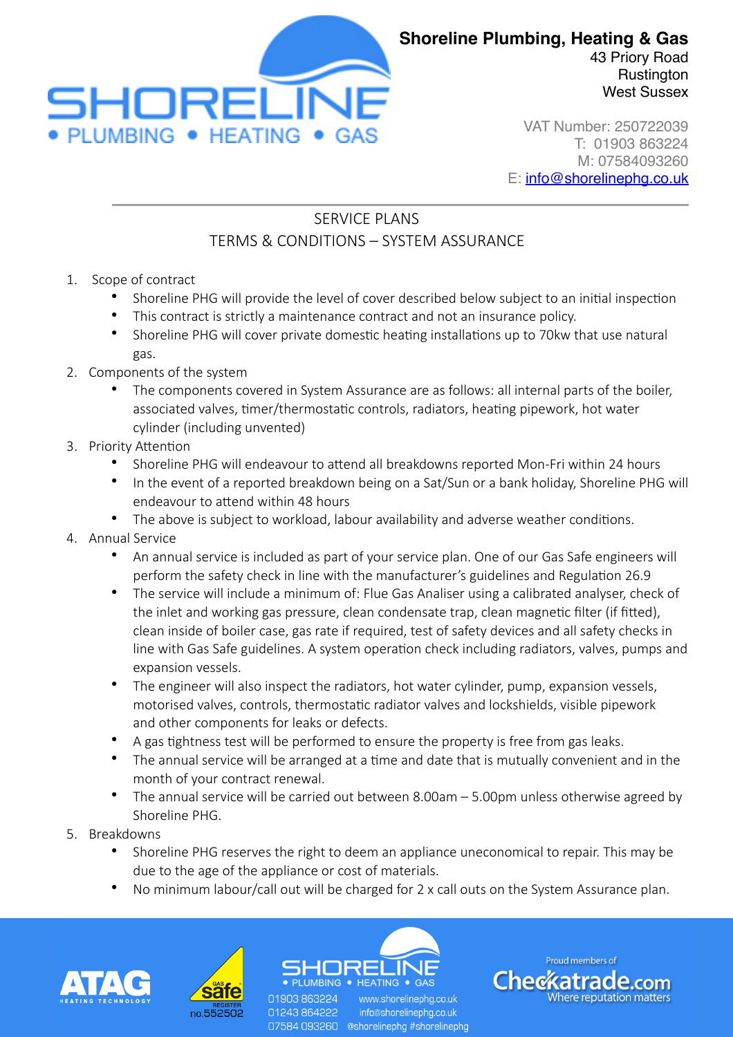**Shoreline Plumbing, Heating & Gas**
43 Priory Road
Rustington
West Sussex

VAT Number: 250722039
T: 01903 863224
M: 07584093260
E: info@shorelinephg.co.uk

---

## SERVICE PLANS
## TERMS & CONDITIONS – SYSTEM ASSURANCE

1. Scope of contract
   - Shoreline PHG will provide the level of cover described below subject to an initial inspection
   - This contract is strictly a maintenance contract and not an insurance policy.
   - Shoreline PHG will cover private domestic heating installations up to 70kw that use natural gas.
2. Components of the system
   - The components covered in System Assurance are as follows: all internal parts of the boiler, associated valves, timer/thermostatic controls, radiators, heating pipework, hot water cylinder (including unvented)
3. Priority Attention
   - Shoreline PHG will endeavour to attend all breakdowns reported Mon-Fri within 24 hours
   - In the event of a reported breakdown being on a Sat/Sun or a bank holiday, Shoreline PHG will endeavour to attend within 48 hours
   - The above is subject to workload, labour availability and adverse weather conditions.
4. Annual Service
   - An annual service is included as part of your service plan. One of our Gas Safe engineers will perform the safety check in line with the manufacturer's guidelines and Regulation 26.9
   - The service will include a minimum of: Flue Gas Analiser using a calibrated analyser, check of the inlet and working gas pressure, clean condensate trap, clean magnetic filter (if fitted), clean inside of boiler case, gas rate if required, test of safety devices and all safety checks in line with Gas Safe guidelines. A system operation check including radiators, valves, pumps and expansion vessels.
   - The engineer will also inspect the radiators, hot water cylinder, pump, expansion vessels, motorised valves, controls, thermostatic radiator valves and lockshields, visible pipework and other components for leaks or defects.
   - A gas tightness test will be performed to ensure the property is free from gas leaks.
   - The annual service will be arranged at a time and date that is mutually convenient and in the month of your contract renewal.
   - The annual service will be carried out between 8.00am – 5.00pm unless otherwise agreed by Shoreline PHG.
5. Breakdowns
   - Shoreline PHG reserves the right to deem an appliance uneconomical to repair. This may be due to the age of the appliance or cost of materials.
   - No minimum labour/call out will be charged for 2 x call outs on the System Assurance plan.

ATAG Heating Technology | Gas Safe Register no.552502 | Shoreline Plumbing • Heating • Gas | Proud members of Checkatrade.com – Where reputation matters

01903 863224 www.shorelinephg.co.uk
01243 864222 info@shorelinephg.co.uk
07584 093260 @shorelinephg #shorelinephg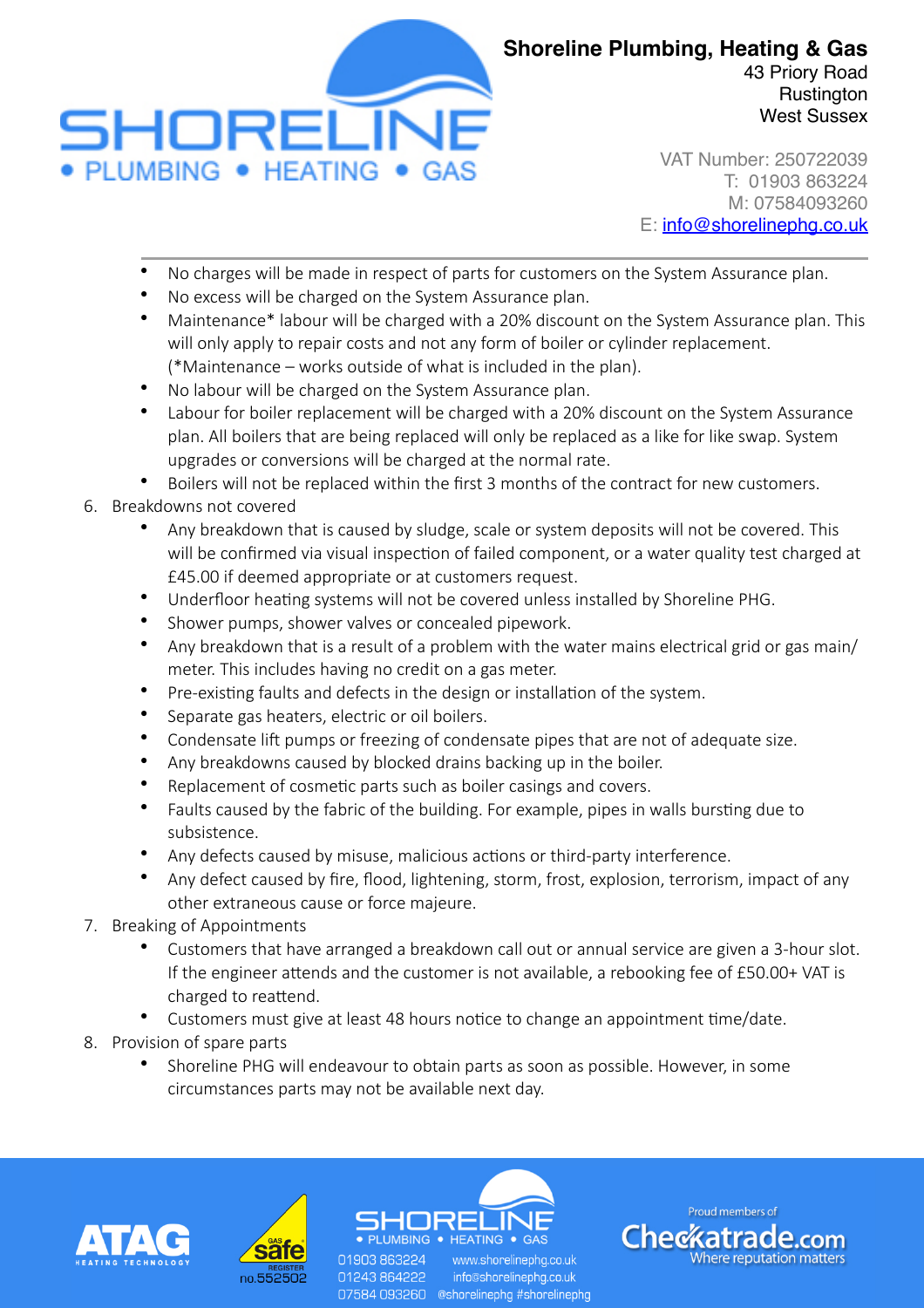- No charges will be made in respect of parts for customers on the System Assurance plan.
- No excess will be charged on the System Assurance plan.
- Maintenance* labour will be charged with a 20% discount on the System Assurance plan. This will only apply to repair costs and not any form of boiler or cylinder replacement. (*Maintenance – works outside of what is included in the plan).
- No labour will be charged on the System Assurance plan.
- Labour for boiler replacement will be charged with a 20% discount on the System Assurance plan. All boilers that are being replaced will only be replaced as a like for like swap. System upgrades or conversions will be charged at the normal rate.
- Boilers will not be replaced within the first 3 months of the contract for new customers.

6. Breakdowns not covered
    - Any breakdown that is caused by sludge, scale or system deposits will not be covered. This will be confirmed via visual inspection of failed component, or a water quality test charged at £45.00 if deemed appropriate or at customers request.
    - Underfloor heating systems will not be covered unless installed by Shoreline PHG.
    - Shower pumps, shower valves or concealed pipework.
    - Any breakdown that is a result of a problem with the water mains electrical grid or gas main/meter. This includes having no credit on a gas meter.
    - Pre-existing faults and defects in the design or installation of the system.
    - Separate gas heaters, electric or oil boilers.
    - Condensate lift pumps or freezing of condensate pipes that are not of adequate size.
    - Any breakdowns caused by blocked drains backing up in the boiler.
    - Replacement of cosmetic parts such as boiler casings and covers.
    - Faults caused by the fabric of the building. For example, pipes in walls bursting due to subsistence.
    - Any defects caused by misuse, malicious actions or third-party interference.
    - Any defect caused by fire, flood, lightening, storm, frost, explosion, terrorism, impact of any other extraneous cause or force majeure.
7. Breaking of Appointments
    - Customers that have arranged a breakdown call out or annual service are given a 3-hour slot. If the engineer attends and the customer is not available, a rebooking fee of £50.00+ VAT is charged to reattend.
    - Customers must give at least 48 hours notice to change an appointment time/date.
8. Provision of spare parts
    - Shoreline PHG will endeavour to obtain parts as soon as possible. However, in some circumstances parts may not be available next day.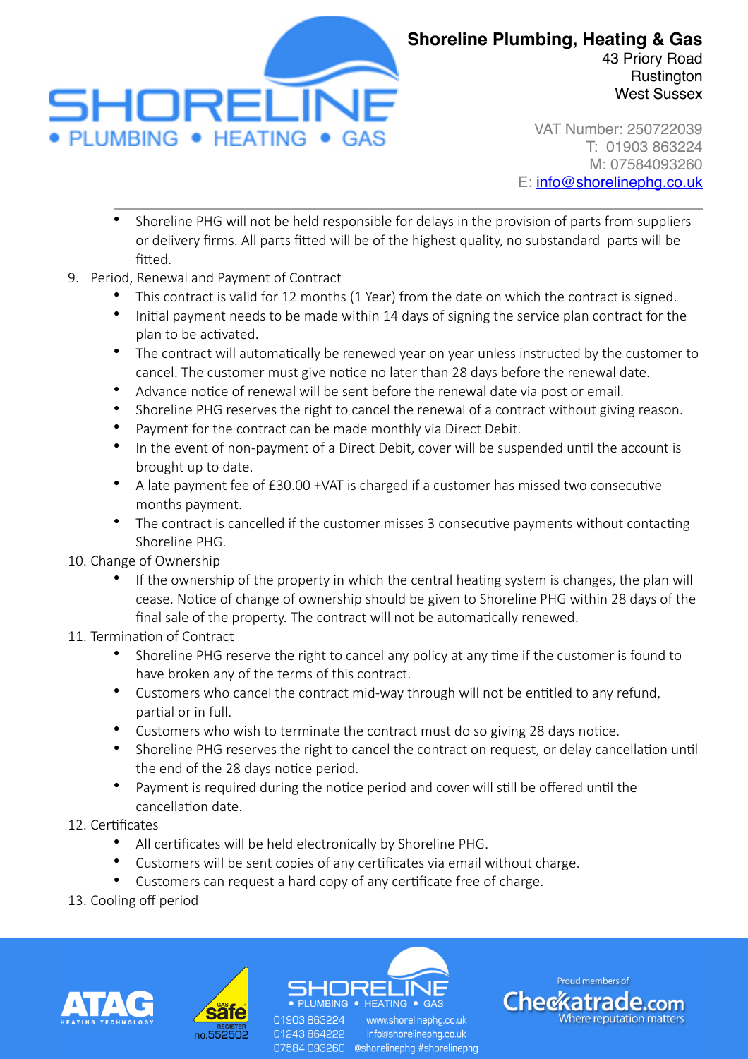- Shoreline PHG will not be held responsible for delays in the provision of parts from suppliers or delivery firms. All parts fitted will be of the highest quality, no substandard parts will be fitted.

9. Period, Renewal and Payment of Contract
    - This contract is valid for 12 months (1 Year) from the date on which the contract is signed.
    - Initial payment needs to be made within 14 days of signing the service plan contract for the plan to be activated.
    - The contract will automatically be renewed year on year unless instructed by the customer to cancel. The customer must give notice no later than 28 days before the renewal date.
    - Advance notice of renewal will be sent before the renewal date via post or email.
    - Shoreline PHG reserves the right to cancel the renewal of a contract without giving reason.
    - Payment for the contract can be made monthly via Direct Debit.
    - In the event of non-payment of a Direct Debit, cover will be suspended until the account is brought up to date.
    - A late payment fee of £30.00 +VAT is charged if a customer has missed two consecutive months payment.
    - The contract is cancelled if the customer misses 3 consecutive payments without contacting Shoreline PHG.
10. Change of Ownership
    - If the ownership of the property in which the central heating system is changes, the plan will cease. Notice of change of ownership should be given to Shoreline PHG within 28 days of the final sale of the property. The contract will not be automatically renewed.
11. Termination of Contract
    - Shoreline PHG reserve the right to cancel any policy at any time if the customer is found to have broken any of the terms of this contract.
    - Customers who cancel the contract mid-way through will not be entitled to any refund, partial or in full.
    - Customers who wish to terminate the contract must do so giving 28 days notice.
    - Shoreline PHG reserves the right to cancel the contract on request, or delay cancellation until the end of the 28 days notice period.
    - Payment is required during the notice period and cover will still be offered until the cancellation date.
12. Certificates
    - All certificates will be held electronically by Shoreline PHG.
    - Customers will be sent copies of any certificates via email without charge.
    - Customers can request a hard copy of any certificate free of charge.
13. Cooling off period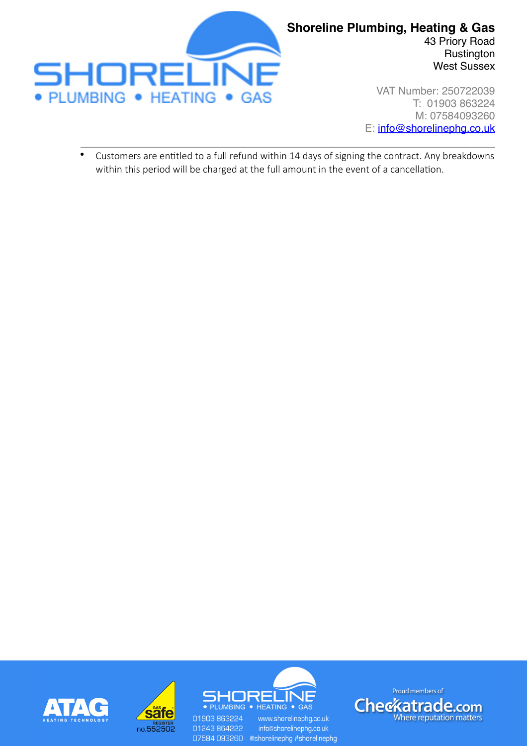**Shoreline Plumbing, Heating & Gas**
43 Priory Road
Rustington
West Sussex

VAT Number: 250722039
T: 01903 863224
M: 07584093260
E: info@shorelinephg.co.uk

- Customers are entitled to a full refund within 14 days of signing the contract. Any breakdowns within this period will be charged at the full amount in the event of a cancellation.